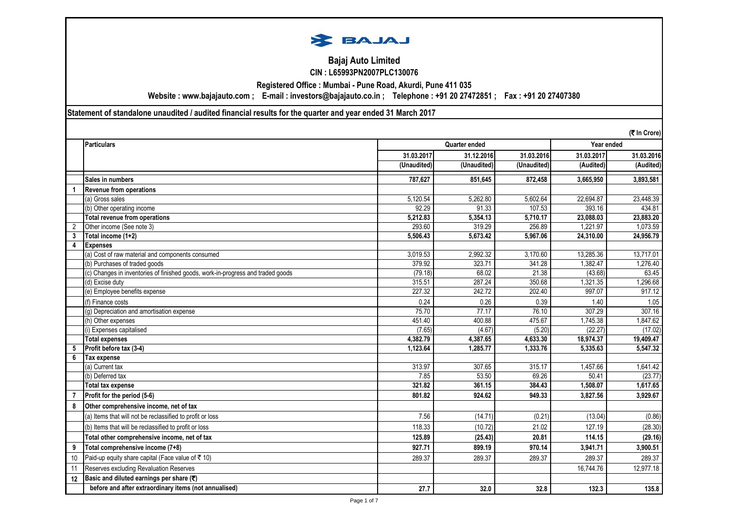# Bajaj Auto Limited

**CIN : L65993PN2007PLC130076**

**Registered Office : Mumbai - Pune Road, Akurdi, Pune 411 035**

**Website : www.bajajauto.com ; E-mail : investors@bajajauto.co.in ; Telephone : +91 20 27472851 ; Fax : +91 20 27407380**

**Statement of standalone unaudited / audited financial results for the quarter and year ended 31 March 2017**

(₹ In Crore)

| | Particulars | Quarter ended | | | Year ended | |
|---|---|---|---|---|---|---|
| | | 31.03.2017 | 31.12.2016 | 31.03.2016 | 31.03.2017 | 31.03.2016 |
| | | (Unaudited) | (Unaudited) | (Unaudited) | (Audited) | (Audited) |
| | **Sales in numbers** | **787,627** | **851,645** | **872,458** | **3,665,950** | **3,893,581** |
| **1** | **Revenue from operations** | | | | | |
| | (a) Gross sales | 5,120.54 | 5,262.80 | 5,602.64 | 22,694.87 | 23,448.39 |
| | (b) Other operating income | 92.29 | 91.33 | 107.53 | 393.16 | 434.81 |
| | **Total revenue from operations** | **5,212.83** | **5,354.13** | **5,710.17** | **23,088.03** | **23,883.20** |
| 2 | Other income (See note 3) | 293.60 | 319.29 | 256.89 | 1,221.97 | 1,073.59 |
| **3** | **Total income (1+2)** | **5,506.43** | **5,673.42** | **5,967.06** | **24,310.00** | **24,956.79** |
| **4** | **Expenses** | | | | | |
| | (a) Cost of raw material and components consumed | 3,019.53 | 2,992.32 | 3,170.60 | 13,285.36 | 13,717.01 |
| | (b) Purchases of traded goods | 379.92 | 323.71 | 341.28 | 1,382.47 | 1,276.40 |
| | (c) Changes in inventories of finished goods, work-in-progress and traded goods | (79.18) | 68.02 | 21.38 | (43.68) | 63.45 |
| | (d) Excise duty | 315.51 | 287.24 | 350.68 | 1,321.35 | 1,296.68 |
| | (e) Employee benefits expense | 227.32 | 242.72 | 202.40 | 997.07 | 917.12 |
| | (f) Finance costs | 0.24 | 0.26 | 0.39 | 1.40 | 1.05 |
| | (g) Depreciation and amortisation expense | 75.70 | 77.17 | 76.10 | 307.29 | 307.16 |
| | (h) Other expenses | 451.40 | 400.88 | 475.67 | 1,745.38 | 1,847.62 |
| | (i) Expenses capitalised | (7.65) | (4.67) | (5.20) | (22.27) | (17.02) |
| | **Total expenses** | **4,382.79** | **4,387.65** | **4,633.30** | **18,974.37** | **19,409.47** |
| **5** | **Profit before tax (3-4)** | **1,123.64** | **1,285.77** | **1,333.76** | **5,335.63** | **5,547.32** |
| **6** | **Tax expense** | | | | | |
| | (a) Current tax | 313.97 | 307.65 | 315.17 | 1,457.66 | 1,641.42 |
| | (b) Deferred tax | 7.85 | 53.50 | 69.26 | 50.41 | (23.77) |
| | **Total tax expense** | **321.82** | **361.15** | **384.43** | **1,508.07** | **1,617.65** |
| **7** | **Profit for the period (5-6)** | **801.82** | **924.62** | **949.33** | **3,827.56** | **3,929.67** |
| **8** | **Other comprehensive income, net of tax** | | | | | |
| | (a) Items that will not be reclassified to profit or loss | 7.56 | (14.71) | (0.21) | (13.04) | (0.86) |
| | (b) Items that will be reclassified to profit or loss | 118.33 | (10.72) | 21.02 | 127.19 | (28.30) |
| | **Total other comprehensive income, net of tax** | **125.89** | **(25.43)** | **20.81** | **114.15** | **(29.16)** |
| **9** | **Total comprehensive income (7+8)** | **927.71** | **899.19** | **970.14** | **3,941.71** | **3,900.51** |
| 10 | Paid-up equity share capital (Face value of ₹ 10) | 289.37 | 289.37 | 289.37 | 289.37 | 289.37 |
| 11 | Reserves excluding Revaluation Reserves | | | | 16,744.76 | 12,977.18 |
| **12** | **Basic and diluted earnings per share (₹)** | | | | | |
| | **before and after extraordinary items (not annualised)** | **27.7** | **32.0** | **32.8** | **132.3** | **135.8** |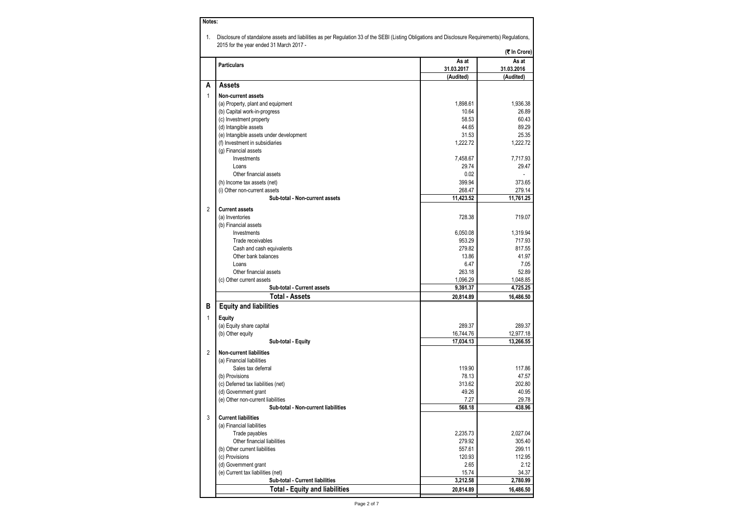**Notes:**

1. Disclosure of standalone assets and liabilities as per Regulation 33 of the SEBI (Listing Obligations and Disclosure Requirements) Regulations, 2015 for the year ended 31 March 2017 -

(₹ In Crore)

| | Particulars | As at 31.03.2017 (Audited) | As at 31.03.2016 (Audited) |
|---|---|---|---|
| **A** | **Assets** | | |
| 1 | **Non-current assets** | | |
| | (a) Property, plant and equipment | 1,898.61 | 1,936.38 |
| | (b) Capital work-in-progress | 10.64 | 26.89 |
| | (c) Investment property | 58.53 | 60.43 |
| | (d) Intangible assets | 44.65 | 89.29 |
| | (e) Intangible assets under development | 31.53 | 25.35 |
| | (f) Investment in subsidiaries | 1,222.72 | 1,222.72 |
| | (g) Financial assets | | |
| | Investments | 7,458.67 | 7,717.93 |
| | Loans | 29.74 | 29.47 |
| | Other financial assets | 0.02 | - |
| | (h) Income tax assets (net) | 399.94 | 373.65 |
| | (i) Other non-current assets | 268.47 | 279.14 |
| | **Sub-total - Non-current assets** | **11,423.52** | **11,761.25** |
| 2 | **Current assets** | | |
| | (a) Inventories | 728.38 | 719.07 |
| | (b) Financial assets | | |
| | Investments | 6,050.08 | 1,319.94 |
| | Trade receivables | 953.29 | 717.93 |
| | Cash and cash equivalents | 279.82 | 817.55 |
| | Other bank balances | 13.86 | 41.97 |
| | Loans | 6.47 | 7.05 |
| | Other financial assets | 263.18 | 52.89 |
| | (c) Other current assets | 1,096.29 | 1,048.85 |
| | **Sub-total - Current assets** | **9,391.37** | **4,725.25** |
| | **Total - Assets** | **20,814.89** | **16,486.50** |
| **B** | **Equity and liabilities** | | |
| 1 | **Equity** | | |
| | (a) Equity share capital | 289.37 | 289.37 |
| | (b) Other equity | 16,744.76 | 12,977.18 |
| | **Sub-total - Equity** | **17,034.13** | **13,266.55** |
| 2 | **Non-current liabilities** | | |
| | (a) Financial liabilities | | |
| | Sales tax deferral | 119.90 | 117.86 |
| | (b) Provisions | 78.13 | 47.57 |
| | (c) Deferred tax liabilities (net) | 313.62 | 202.80 |
| | (d) Government grant | 49.26 | 40.95 |
| | (e) Other non-current liabilities | 7.27 | 29.78 |
| | **Sub-total - Non-current liabilities** | **568.18** | **438.96** |
| 3 | **Current liabilities** | | |
| | (a) Financial liabilities | | |
| | Trade payables | 2,235.73 | 2,027.04 |
| | Other financial liabilities | 279.92 | 305.40 |
| | (b) Other current liabilities | 557.61 | 299.11 |
| | (c) Provisions | 120.93 | 112.95 |
| | (d) Government grant | 2.65 | 2.12 |
| | (e) Current tax liabilities (net) | 15.74 | 34.37 |
| | **Sub-total - Current liabilities** | **3,212.58** | **2,780.99** |
| | **Total - Equity and liabilities** | **20,814.89** | **16,486.50** |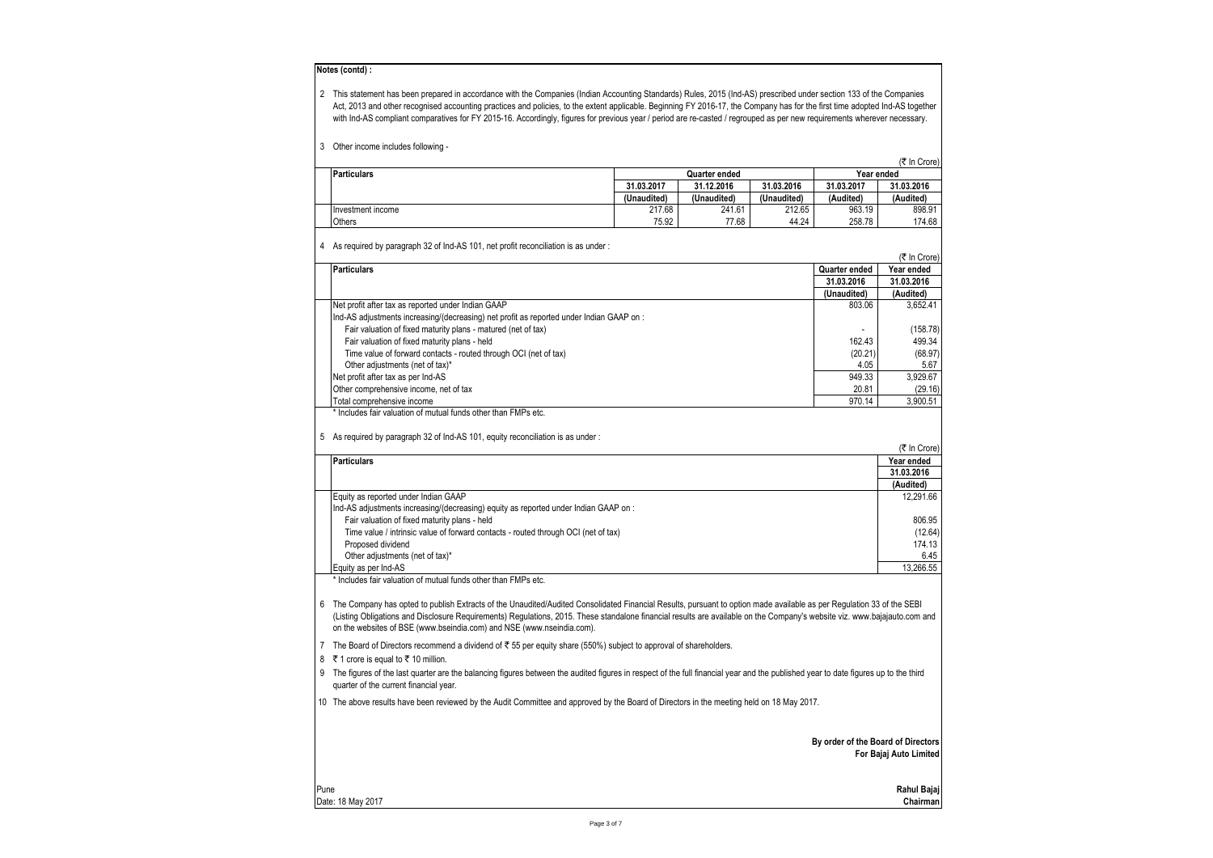**Notes (contd) :**

2 This statement has been prepared in accordance with the Companies (Indian Accounting Standards) Rules, 2015 (Ind-AS) prescribed under section 133 of the Companies Act, 2013 and other recognised accounting practices and policies, to the extent applicable. Beginning FY 2016-17, the Company has for the first time adopted Ind-AS together with Ind-AS compliant comparatives for FY 2015-16. Accordingly, figures for previous year / period are re-casted / regrouped as per new requirements wherever necessary.

3 Other income includes following -

(₹ In Crore)

| Particulars | Quarter ended | | | Year ended | |
|---|---|---|---|---|---|
| | 31.03.2017 | 31.12.2016 | 31.03.2016 | 31.03.2017 | 31.03.2016 |
| | (Unaudited) | (Unaudited) | (Unaudited) | (Audited) | (Audited) |
| Investment income | 217.68 | 241.61 | 212.65 | 963.19 | 898.91 |
| Others | 75.92 | 77.68 | 44.24 | 258.78 | 174.68 |

4 As required by paragraph 32 of Ind-AS 101, net profit reconciliation is as under :

(₹ In Crore)

| Particulars | Quarter ended | Year ended |
|---|---|---|
| | 31.03.2016 | 31.03.2016 |
| | (Unaudited) | (Audited) |
| Net profit after tax as reported under Indian GAAP | 803.06 | 3,652.41 |
| Ind-AS adjustments increasing/(decreasing) net profit as reported under Indian GAAP on : | | |
| Fair valuation of fixed maturity plans - matured (net of tax) | - | (158.78) |
| Fair valuation of fixed maturity plans - held | 162.43 | 499.34 |
| Time value of forward contacts - routed through OCI (net of tax) | (20.21) | (68.97) |
| Other adjustments (net of tax)* | 4.05 | 5.67 |
| Net profit after tax as per Ind-AS | 949.33 | 3,929.67 |
| Other comprehensive income, net of tax | 20.81 | (29.16) |
| Total comprehensive income | 970.14 | 3,900.51 |

\* Includes fair valuation of mutual funds other than FMPs etc.

5 As required by paragraph 32 of Ind-AS 101, equity reconciliation is as under :

(₹ In Crore)

| Particulars | Year ended |
|---|---|
| | 31.03.2016 |
| | (Audited) |
| Equity as reported under Indian GAAP | 12,291.66 |
| Ind-AS adjustments increasing/(decreasing) equity as reported under Indian GAAP on : | |
| Fair valuation of fixed maturity plans - held | 806.95 |
| Time value / intrinsic value of forward contacts - routed through OCI (net of tax) | (12.64) |
| Proposed dividend | 174.13 |
| Other adjustments (net of tax)* | 6.45 |
| Equity as per Ind-AS | 13,266.55 |

\* Includes fair valuation of mutual funds other than FMPs etc.

6 The Company has opted to publish Extracts of the Unaudited/Audited Consolidated Financial Results, pursuant to option made available as per Regulation 33 of the SEBI (Listing Obligations and Disclosure Requirements) Regulations, 2015. These standalone financial results are available on the Company's website viz. www.bajajauto.com and on the websites of BSE (www.bseindia.com) and NSE (www.nseindia.com).

7 The Board of Directors recommend a dividend of ₹ 55 per equity share (550%) subject to approval of shareholders.

8 ₹ 1 crore is equal to ₹ 10 million.

9 The figures of the last quarter are the balancing figures between the audited figures in respect of the full financial year and the published year to date figures up to the third quarter of the current financial year.

10 The above results have been reviewed by the Audit Committee and approved by the Board of Directors in the meeting held on 18 May 2017.

**By order of the Board of Directors**
**For Bajaj Auto Limited**

Pune
Date: 18 May 2017

**Rahul Bajaj**
**Chairman**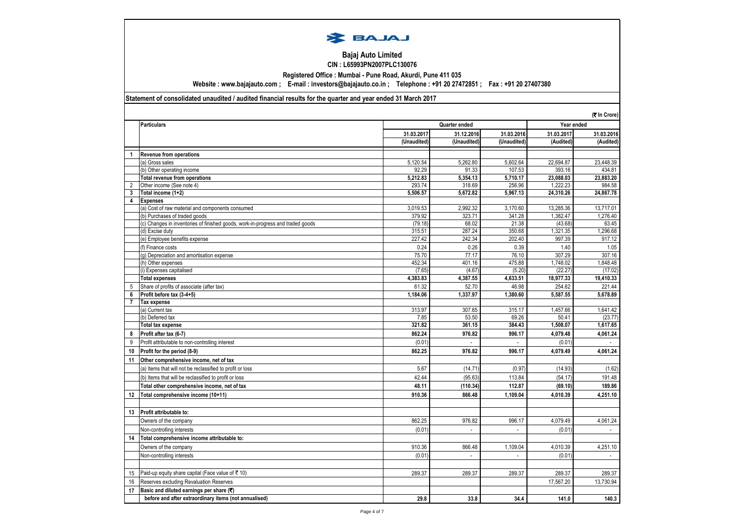# Bajaj Auto Limited

**CIN : L65993PN2007PLC130076**

**Registered Office : Mumbai - Pune Road, Akurdi, Pune 411 035**

**Website : www.bajajauto.com ; E-mail : investors@bajajauto.co.in ; Telephone : +91 20 27472851 ; Fax : +91 20 27407380**

**Statement of consolidated unaudited / audited financial results for the quarter and year ended 31 March 2017**

(₹ In Crore)

| | Particulars | Quarter ended | | | Year ended | |
|---|---|---|---|---|---|---|
| | | 31.03.2017 (Unaudited) | 31.12.2016 (Unaudited) | 31.03.2016 (Unaudited) | 31.03.2017 (Audited) | 31.03.2016 (Audited) |
| **1** | **Revenue from operations** | | | | | |
| | (a) Gross sales | 5,120.54 | 5,262.80 | 5,602.64 | 22,694.87 | 23,448.39 |
| | (b) Other operating income | 92.29 | 91.33 | 107.53 | 393.16 | 434.81 |
| | **Total revenue from operations** | **5,212.83** | **5,354.13** | **5,710.17** | **23,088.03** | **23,883.20** |
| 2 | Other income (See note 4) | 293.74 | 318.69 | 256.96 | 1,222.23 | 984.58 |
| **3** | **Total income (1+2)** | **5,506.57** | **5,672.82** | **5,967.13** | **24,310.26** | **24,867.78** |
| **4** | **Expenses** | | | | | |
| | (a) Cost of raw material and components consumed | 3,019.53 | 2,992.32 | 3,170.60 | 13,285.36 | 13,717.01 |
| | (b) Purchases of traded goods | 379.92 | 323.71 | 341.28 | 1,382.47 | 1,276.40 |
| | (c) Changes in inventories of finished goods, work-in-progress and traded goods | (79.18) | 68.02 | 21.38 | (43.68) | 63.45 |
| | (d) Excise duty | 315.51 | 287.24 | 350.68 | 1,321.35 | 1,296.68 |
| | (e) Employee benefits expense | 227.42 | 242.34 | 202.40 | 997.39 | 917.12 |
| | (f) Finance costs | 0.24 | 0.26 | 0.39 | 1.40 | 1.05 |
| | (g) Depreciation and amortisation expense | 75.70 | 77.17 | 76.10 | 307.29 | 307.16 |
| | (h) Other expenses | 452.34 | 401.16 | 475.88 | 1,748.02 | 1,848.48 |
| | (i) Expenses capitalised | (7.65) | (4.67) | (5.20) | (22.27) | (17.02) |
| | **Total expenses** | **4,383.83** | **4,387.55** | **4,633.51** | **18,977.33** | **19,410.33** |
| 5 | Share of profits of associate (after tax) | 61.32 | 52.70 | 46.98 | 254.62 | 221.44 |
| **6** | **Profit before tax (3-4+5)** | **1,184.06** | **1,337.97** | **1,380.60** | **5,587.55** | **5,678.89** |
| **7** | **Tax expense** | | | | | |
| | (a) Current tax | 313.97 | 307.65 | 315.17 | 1,457.66 | 1,641.42 |
| | (b) Deferred tax | 7.85 | 53.50 | 69.26 | 50.41 | (23.77) |
| | **Total tax expense** | **321.82** | **361.15** | **384.43** | **1,508.07** | **1,617.65** |
| **8** | **Profit after tax (6-7)** | **862.24** | **976.82** | **996.17** | **4,079.48** | **4,061.24** |
| 9 | Profit attributable to non-controlling interest | (0.01) | - | - | (0.01) | - |
| **10** | **Profit for the period (8-9)** | **862.25** | **976.82** | **996.17** | **4,079.49** | **4,061.24** |
| **11** | **Other comprehensive income, net of tax** | | | | | |
| | (a) Items that will not be reclassified to profit or loss | 5.67 | (14.71) | (0.97) | (14.93) | (1.62) |
| | (b) Items that will be reclassified to profit or loss | 42.44 | (95.63) | 113.84 | (54.17) | 191.48 |
| | **Total other comprehensive income, net of tax** | **48.11** | **(110.34)** | **112.87** | **(69.10)** | **189.86** |
| **12** | **Total comprehensive income (10+11)** | **910.36** | **866.48** | **1,109.04** | **4,010.39** | **4,251.10** |
| | | | | | | |
| **13** | **Profit attributable to:** | | | | | |
| | Owners of the company | 862.25 | 976.82 | 996.17 | 4,079.49 | 4,061.24 |
| | Non-controlling interests | (0.01) | - | - | (0.01) | - |
| **14** | **Total comprehensive income attributable to:** | | | | | |
| | Owners of the company | 910.36 | 866.48 | 1,109.04 | 4,010.39 | 4,251.10 |
| | Non-controlling interests | (0.01) | - | - | (0.01) | - |
| | | | | | | |
| 15 | Paid-up equity share capital (Face value of ₹ 10) | 289.37 | 289.37 | 289.37 | 289.37 | 289.37 |
| 16 | Reserves excluding Revaluation Reserves | | | | 17,567.20 | 13,730.94 |
| **17** | **Basic and diluted earnings per share (₹)** | | | | | |
| | **before and after extraordinary items (not annualised)** | **29.8** | **33.8** | **34.4** | **141.0** | **140.3** |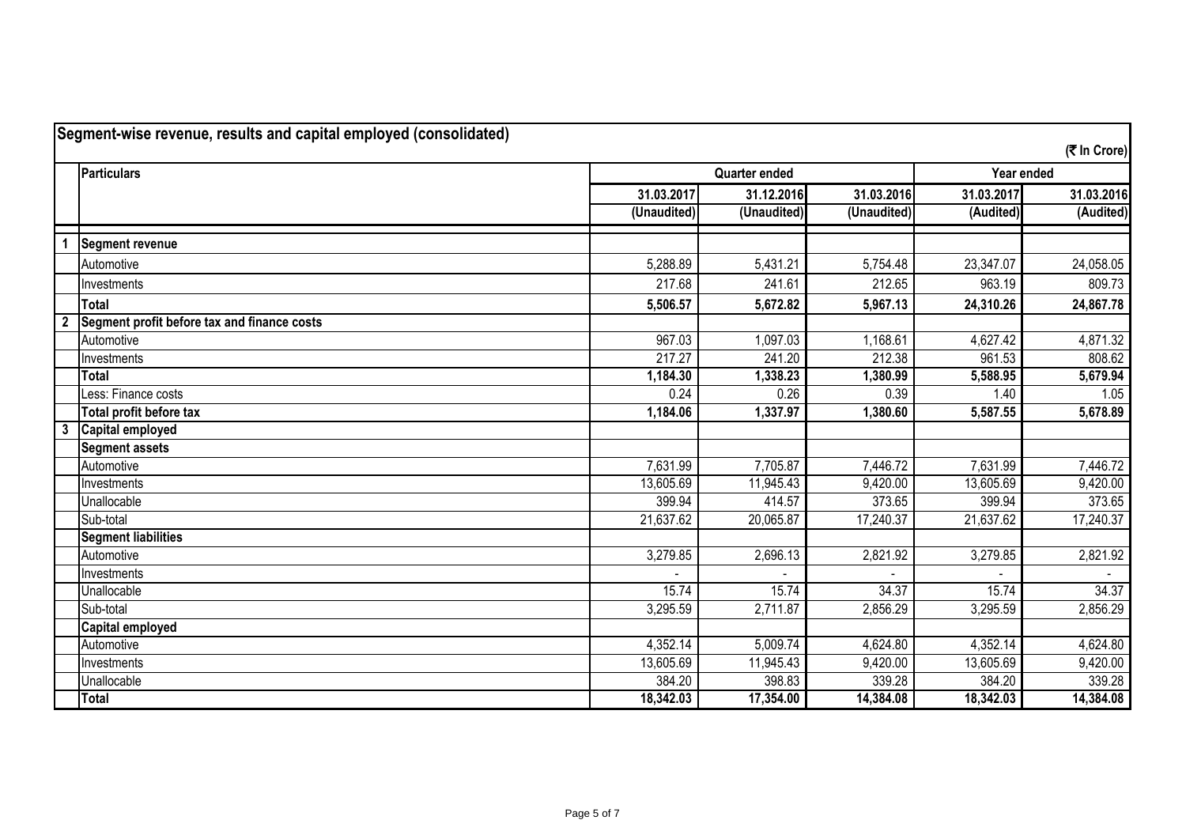## Segment-wise revenue, results and capital employed (consolidated)

(₹ In Crore)

| | Particulars | Quarter ended | | | Year ended | |
|---|---|---|---|---|---|---|
| | | 31.03.2017 | 31.12.2016 | 31.03.2016 | 31.03.2017 | 31.03.2016 |
| | | (Unaudited) | (Unaudited) | (Unaudited) | (Audited) | (Audited) |
| 1 | **Segment revenue** | | | | | |
| | Automotive | 5,288.89 | 5,431.21 | 5,754.48 | 23,347.07 | 24,058.05 |
| | Investments | 217.68 | 241.61 | 212.65 | 963.19 | 809.73 |
| | **Total** | **5,506.57** | **5,672.82** | **5,967.13** | **24,310.26** | **24,867.78** |
| 2 | **Segment profit before tax and finance costs** | | | | | |
| | Automotive | 967.03 | 1,097.03 | 1,168.61 | 4,627.42 | 4,871.32 |
| | Investments | 217.27 | 241.20 | 212.38 | 961.53 | 808.62 |
| | **Total** | **1,184.30** | **1,338.23** | **1,380.99** | **5,588.95** | **5,679.94** |
| | Less: Finance costs | 0.24 | 0.26 | 0.39 | 1.40 | 1.05 |
| | **Total profit before tax** | **1,184.06** | **1,337.97** | **1,380.60** | **5,587.55** | **5,678.89** |
| 3 | **Capital employed** | | | | | |
| | **Segment assets** | | | | | |
| | Automotive | 7,631.99 | 7,705.87 | 7,446.72 | 7,631.99 | 7,446.72 |
| | Investments | 13,605.69 | 11,945.43 | 9,420.00 | 13,605.69 | 9,420.00 |
| | Unallocable | 399.94 | 414.57 | 373.65 | 399.94 | 373.65 |
| | Sub-total | 21,637.62 | 20,065.87 | 17,240.37 | 21,637.62 | 17,240.37 |
| | **Segment liabilities** | | | | | |
| | Automotive | 3,279.85 | 2,696.13 | 2,821.92 | 3,279.85 | 2,821.92 |
| | Investments | - | - | - | - | - |
| | Unallocable | 15.74 | 15.74 | 34.37 | 15.74 | 34.37 |
| | Sub-total | 3,295.59 | 2,711.87 | 2,856.29 | 3,295.59 | 2,856.29 |
| | **Capital employed** | | | | | |
| | Automotive | 4,352.14 | 5,009.74 | 4,624.80 | 4,352.14 | 4,624.80 |
| | Investments | 13,605.69 | 11,945.43 | 9,420.00 | 13,605.69 | 9,420.00 |
| | Unallocable | 384.20 | 398.83 | 339.28 | 384.20 | 339.28 |
| | **Total** | **18,342.03** | **17,354.00** | **14,384.08** | **18,342.03** | **14,384.08** |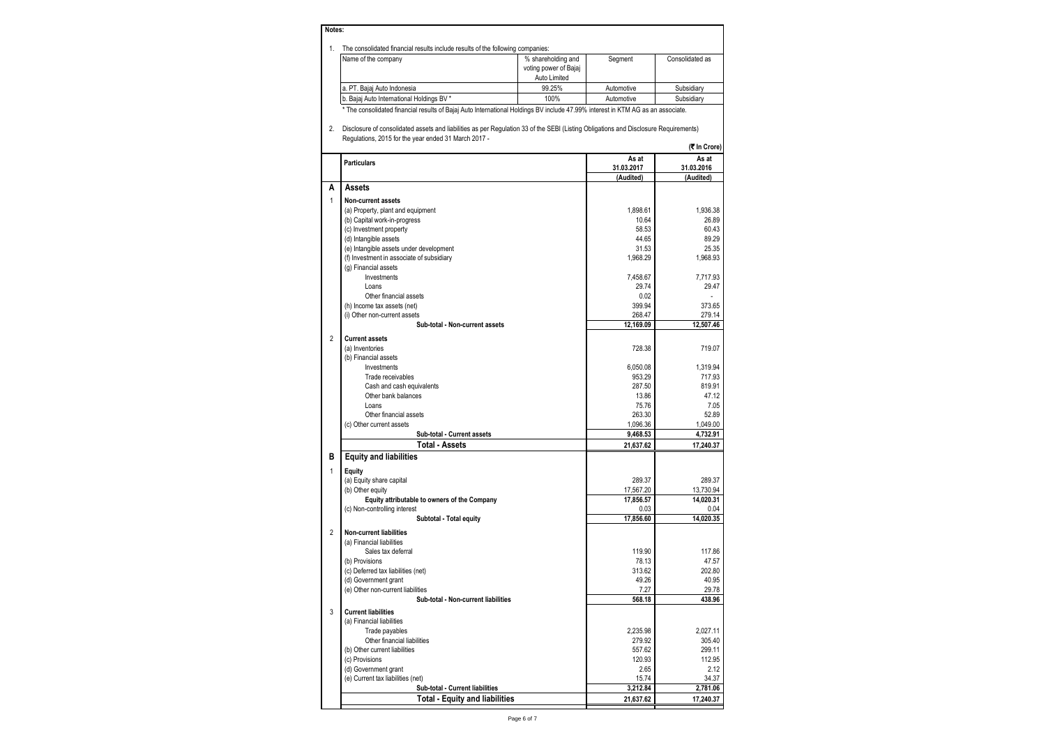**Notes:**

1. The consolidated financial results include results of the following companies:

| Name of the company | % shareholding and voting power of Bajaj Auto Limited | Segment | Consolidated as |
|---|---|---|---|
| a. PT. Bajaj Auto Indonesia | 99.25% | Automotive | Subsidiary |
| b. Bajaj Auto International Holdings BV * | 100% | Automotive | Subsidiary |

\* The consolidated financial results of Bajaj Auto International Holdings BV include 47.99% interest in KTM AG as an associate.

2. Disclosure of consolidated assets and liabilities as per Regulation 33 of the SEBI (Listing Obligations and Disclosure Requirements) Regulations, 2015 for the year ended 31 March 2017 -

(₹ In Crore)

| | Particulars | As at 31.03.2017 (Audited) | As at 31.03.2016 (Audited) |
|---|---|---|---|
| **A** | **Assets** | | |
| 1 | **Non-current assets** | | |
| | (a) Property, plant and equipment | 1,898.61 | 1,936.38 |
| | (b) Capital work-in-progress | 10.64 | 26.89 |
| | (c) Investment property | 58.53 | 60.43 |
| | (d) Intangible assets | 44.65 | 89.29 |
| | (e) Intangible assets under development | 31.53 | 25.35 |
| | (f) Investment in associate of subsidiary | 1,968.29 | 1,968.93 |
| | (g) Financial assets | | |
| | Investments | 7,458.67 | 7,717.93 |
| | Loans | 29.74 | 29.47 |
| | Other financial assets | 0.02 | - |
| | (h) Income tax assets (net) | 399.94 | 373.65 |
| | (i) Other non-current assets | 268.47 | 279.14 |
| | **Sub-total - Non-current assets** | **12,169.09** | **12,507.46** |
| 2 | **Current assets** | | |
| | (a) Inventories | 728.38 | 719.07 |
| | (b) Financial assets | | |
| | Investments | 6,050.08 | 1,319.94 |
| | Trade receivables | 953.29 | 717.93 |
| | Cash and cash equivalents | 287.50 | 819.91 |
| | Other bank balances | 13.86 | 47.12 |
| | Loans | 75.76 | 7.05 |
| | Other financial assets | 263.30 | 52.89 |
| | (c) Other current assets | 1,096.36 | 1,049.00 |
| | **Sub-total - Current assets** | **9,468.53** | **4,732.91** |
| | **Total - Assets** | **21,637.62** | **17,240.37** |
| **B** | **Equity and liabilities** | | |
| 1 | **Equity** | | |
| | (a) Equity share capital | 289.37 | 289.37 |
| | (b) Other equity | 17,567.20 | 13,730.94 |
| | **Equity attributable to owners of the Company** | **17,856.57** | **14,020.31** |
| | (c) Non-controlling interest | 0.03 | 0.04 |
| | **Subtotal - Total equity** | **17,856.60** | **14,020.35** |
| 2 | **Non-current liabilities** | | |
| | (a) Financial liabilities | | |
| | Sales tax deferral | 119.90 | 117.86 |
| | (b) Provisions | 78.13 | 47.57 |
| | (c) Deferred tax liabilities (net) | 313.62 | 202.80 |
| | (d) Government grant | 49.26 | 40.95 |
| | (e) Other non-current liabilities | 7.27 | 29.78 |
| | **Sub-total - Non-current liabilities** | **568.18** | **438.96** |
| 3 | **Current liabilities** | | |
| | (a) Financial liabilities | | |
| | Trade payables | 2,235.98 | 2,027.11 |
| | Other financial liabilities | 279.92 | 305.40 |
| | (b) Other current liabilities | 557.62 | 299.11 |
| | (c) Provisions | 120.93 | 112.95 |
| | (d) Government grant | 2.65 | 2.12 |
| | (e) Current tax liabilities (net) | 15.74 | 34.37 |
| | **Sub-total - Current liabilities** | **3,212.84** | **2,781.06** |
| | **Total - Equity and liabilities** | **21,637.62** | **17,240.37** |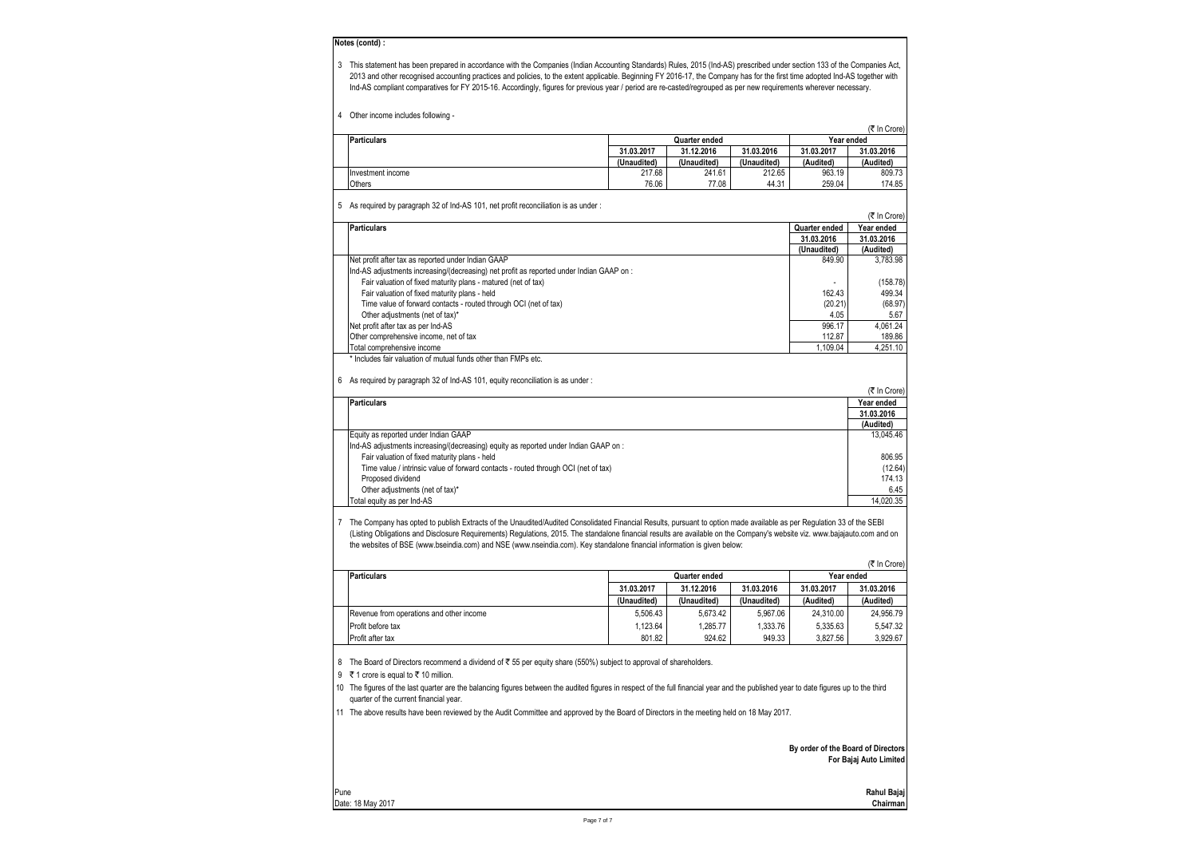**Notes (contd) :**

3 This statement has been prepared in accordance with the Companies (Indian Accounting Standards) Rules, 2015 (Ind-AS) prescribed under section 133 of the Companies Act, 2013 and other recognised accounting practices and policies, to the extent applicable. Beginning FY 2016-17, the Company has for the first time adopted Ind-AS together with Ind-AS compliant comparatives for FY 2015-16. Accordingly, figures for previous year / period are re-casted/regrouped as per new requirements wherever necessary.

4 Other income includes following -

(₹ In Crore)

| Particulars | Quarter ended | | | Year ended | |
|---|---|---|---|---|---|
| | 31.03.2017 | 31.12.2016 | 31.03.2016 | 31.03.2017 | 31.03.2016 |
| | (Unaudited) | (Unaudited) | (Unaudited) | (Audited) | (Audited) |
| Investment income | 217.68 | 241.61 | 212.65 | 963.19 | 809.73 |
| Others | 76.06 | 77.08 | 44.31 | 259.04 | 174.85 |

5 As required by paragraph 32 of Ind-AS 101, net profit reconciliation is as under :

(₹ In Crore)

| Particulars | Quarter ended | Year ended |
|---|---|---|
| | 31.03.2016 | 31.03.2016 |
| | (Unaudited) | (Audited) |
| Net profit after tax as reported under Indian GAAP | 849.90 | 3,783.98 |
| Ind-AS adjustments increasing/(decreasing) net profit as reported under Indian GAAP on : | | |
| Fair valuation of fixed maturity plans - matured (net of tax) | - | (158.78) |
| Fair valuation of fixed maturity plans - held | 162.43 | 499.34 |
| Time value of forward contacts - routed through OCI (net of tax) | (20.21) | (68.97) |
| Other adjustments (net of tax)* | 4.05 | 5.67 |
| Net profit after tax as per Ind-AS | 996.17 | 4,061.24 |
| Other comprehensive income, net of tax | 112.87 | 189.86 |
| Total comprehensive income | 1,109.04 | 4,251.10 |

\* Includes fair valuation of mutual funds other than FMPs etc.

6 As required by paragraph 32 of Ind-AS 101, equity reconciliation is as under :

(₹ In Crore)

| Particulars | Year ended |
|---|---|
| | 31.03.2016 |
| | (Audited) |
| Equity as reported under Indian GAAP | 13,045.46 |
| Ind-AS adjustments increasing/(decreasing) equity as reported under Indian GAAP on : | |
| Fair valuation of fixed maturity plans - held | 806.95 |
| Time value / intrinsic value of forward contacts - routed through OCI (net of tax) | (12.64) |
| Proposed dividend | 174.13 |
| Other adjustments (net of tax)* | 6.45 |
| Total equity as per Ind-AS | 14,020.35 |

7 The Company has opted to publish Extracts of the Unaudited/Audited Consolidated Financial Results, pursuant to option made available as per Regulation 33 of the SEBI (Listing Obligations and Disclosure Requirements) Regulations, 2015. The standalone financial results are available on the Company's website viz. www.bajajauto.com and on the websites of BSE (www.bseindia.com) and NSE (www.nseindia.com). Key standalone financial information is given below:

(₹ In Crore)

| Particulars | Quarter ended | | | Year ended | |
|---|---|---|---|---|---|
| | 31.03.2017 | 31.12.2016 | 31.03.2016 | 31.03.2017 | 31.03.2016 |
| | (Unaudited) | (Unaudited) | (Unaudited) | (Audited) | (Audited) |
| Revenue from operations and other income | 5,506.43 | 5,673.42 | 5,967.06 | 24,310.00 | 24,956.79 |
| Profit before tax | 1,123.64 | 1,285.77 | 1,333.76 | 5,335.63 | 5,547.32 |
| Profit after tax | 801.82 | 924.62 | 949.33 | 3,827.56 | 3,929.67 |

8 The Board of Directors recommend a dividend of ₹ 55 per equity share (550%) subject to approval of shareholders.

9 ₹ 1 crore is equal to ₹ 10 million.

10 The figures of the last quarter are the balancing figures between the audited figures in respect of the full financial year and the published year to date figures up to the third quarter of the current financial year.

11 The above results have been reviewed by the Audit Committee and approved by the Board of Directors in the meeting held on 18 May 2017.

**By order of the Board of Directors**
**For Bajaj Auto Limited**

Pune
Date: 18 May 2017

**Rahul Bajaj**
**Chairman**